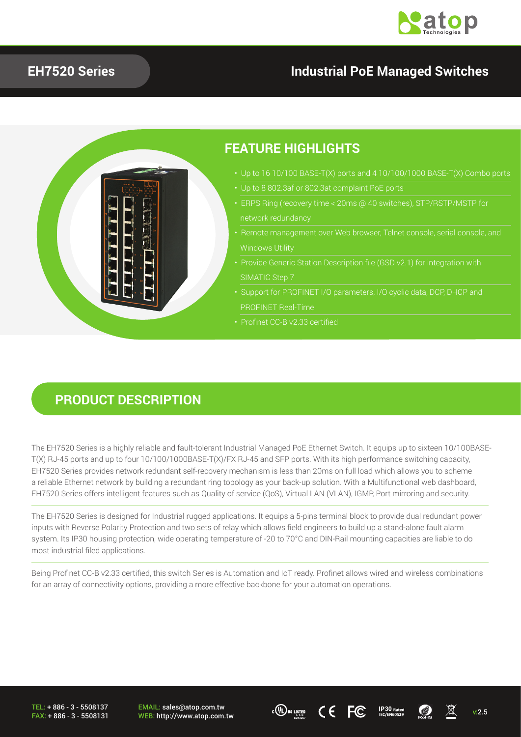# EH7520 Series

# Industrial PoE Managed Switches

## FEATURE HIGHLIGHTS

- Up to 16 10/100 BASE-T(X) ports and 4 10/100/1000 BASE-T(X) Combo ports
- Up to 8 802.3af or 802.3at complaint PoE ports
- ERPS Ring (recovery time < 20ms @ 40 switches), STP/RSTP/MSTP for network redundancy
- Remote management over Web browser, Telnet console, serial console, and Windows Utility
- Provide Generic Station Description file (GSD v2.1) for integration with SIMATIC Step 7
- Support for PROFINET I/O parameters, I/O cyclic data, DCP, DHCP and PROFINET Real-Time
- Profinet CC-B v2.33 certified

## PRODUCT DESCRIPTION

The EH7520 Series is a highly reliable and fault-tolerant Industrial Managed PoE Ethernet Switch. It equips up to sixteen 10/100BASE-T(X) RJ-45 ports and up to four 10/100/1000BASE-T(X)/FX RJ-45 and SFP ports. With its high performance switching capacity, EH7520 Series provides network redundant self-recovery mechanism is less than 20ms on full load which allows you to scheme a reliable Ethernet network by building a redundant ring topology as your back-up solution. With a Multifunctional web dashboard, EH7520 Series offers intelligent features such as Quality of service (QoS), Virtual LAN (VLAN), IGMP, Port mirroring and security.

The EH7520 Series is designed for Industrial rugged applications. It equips a 5-pins terminal block to provide dual redundant power inputs with Reverse Polarity Protection and two sets of relay which allows field engineers to build up a stand-alone fault alarm system. Its IP30 housing protection, wide operating temperature of -20 to 70°C and DIN-Rail mounting capacities are liable to do most industrial filed applications.

Being Profinet CC-B v2.33 certified, this switch Series is Automation and IoT ready. Profinet allows wired and wireless combinations for an array of connectivity options, providing a more effective backbone for your automation operations.

TEL: + 886 - 3 - 5508137
FAX: + 886 - 3 - 5508131

EMAIL: sales@atop.com.tw
WEB: http://www.atop.com.tw

v:2.5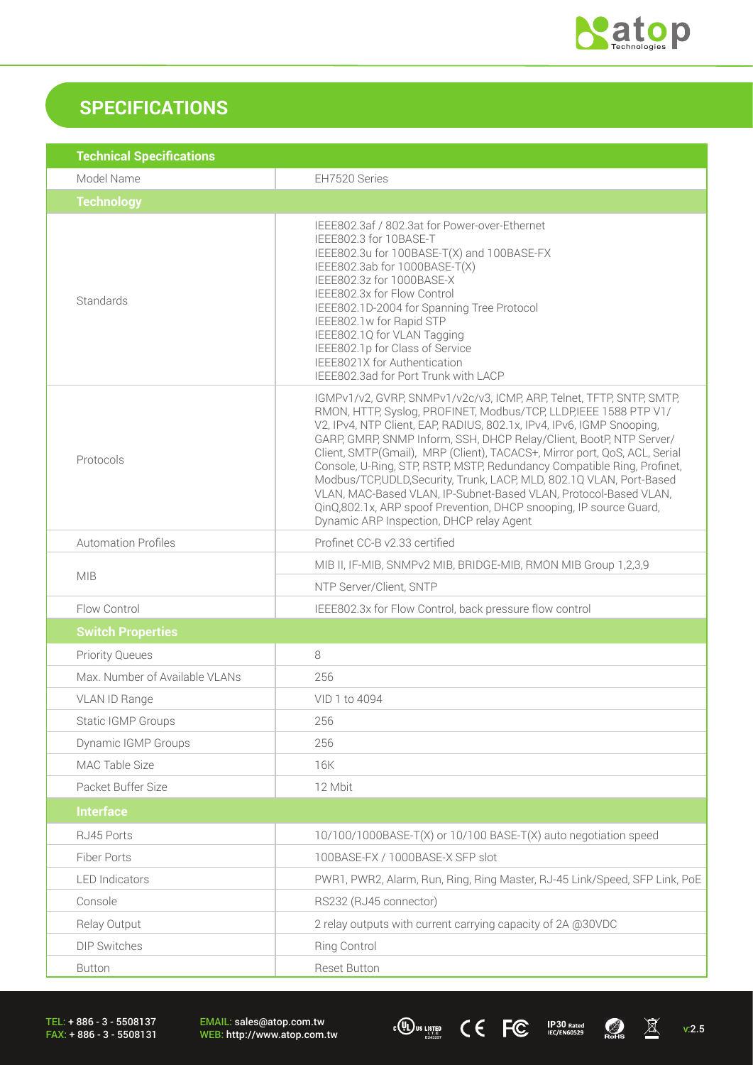## SPECIFICATIONS

| Technical Specifications | |
|---|---|
| Model Name | EH7520 Series |
| **Technology** | |
| Standards | IEEE802.3af / 802.3at for Power-over-Ethernet<br>IEEE802.3 for 10BASE-T<br>IEEE802.3u for 100BASE-T(X) and 100BASE-FX<br>IEEE802.3ab for 1000BASE-T(X)<br>IEEE802.3z for 1000BASE-X<br>IEEE802.3x for Flow Control<br>IEEE802.1D-2004 for Spanning Tree Protocol<br>IEEE802.1w for Rapid STP<br>IEEE802.1Q for VLAN Tagging<br>IEEE802.1p for Class of Service<br>IEEE8021X for Authentication<br>IEEE802.3ad for Port Trunk with LACP |
| Protocols | IGMPv1/v2, GVRP, SNMPv1/v2c/v3, ICMP, ARP, Telnet, TFTP, SNTP, SMTP, RMON, HTTP, Syslog, PROFINET, Modbus/TCP, LLDP,IEEE 1588 PTP V1/V2, IPv4, NTP Client, EAP, RADIUS, 802.1x, IPv4, IPv6, IGMP Snooping, GARP, GMRP, SNMP Inform, SSH, DHCP Relay/Client, BootP, NTP Server/Client, SMTP(Gmail), MRP (Client), TACACS+, Mirror port, QoS, ACL, Serial Console, U-Ring, STP, RSTP, MSTP, Redundancy Compatible Ring, Profinet, Modbus/TCP,UDLD,Security, Trunk, LACP, MLD, 802.1Q VLAN, Port-Based VLAN, MAC-Based VLAN, IP-Subnet-Based VLAN, Protocol-Based VLAN, QinQ,802.1x, ARP spoof Prevention, DHCP snooping, IP source Guard, Dynamic ARP Inspection, DHCP relay Agent |
| Automation Profiles | Profinet CC-B v2.33 certified |
| MIB | MIB II, IF-MIB, SNMPv2 MIB, BRIDGE-MIB, RMON MIB Group 1,2,3,9 |
| | NTP Server/Client, SNTP |
| Flow Control | IEEE802.3x for Flow Control, back pressure flow control |
| **Switch Properties** | |
| Priority Queues | 8 |
| Max. Number of Available VLANs | 256 |
| VLAN ID Range | VID 1 to 4094 |
| Static IGMP Groups | 256 |
| Dynamic IGMP Groups | 256 |
| MAC Table Size | 16K |
| Packet Buffer Size | 12 Mbit |
| **Interface** | |
| RJ45 Ports | 10/100/1000BASE-T(X) or 10/100 BASE-T(X) auto negotiation speed |
| Fiber Ports | 100BASE-FX / 1000BASE-X SFP slot |
| LED Indicators | PWR1, PWR2, Alarm, Run, Ring, Ring Master, RJ-45 Link/Speed, SFP Link, PoE |
| Console | RS232 (RJ45 connector) |
| Relay Output | 2 relay outputs with current carrying capacity of 2A @30VDC |
| DIP Switches | Ring Control |
| Button | Reset Button |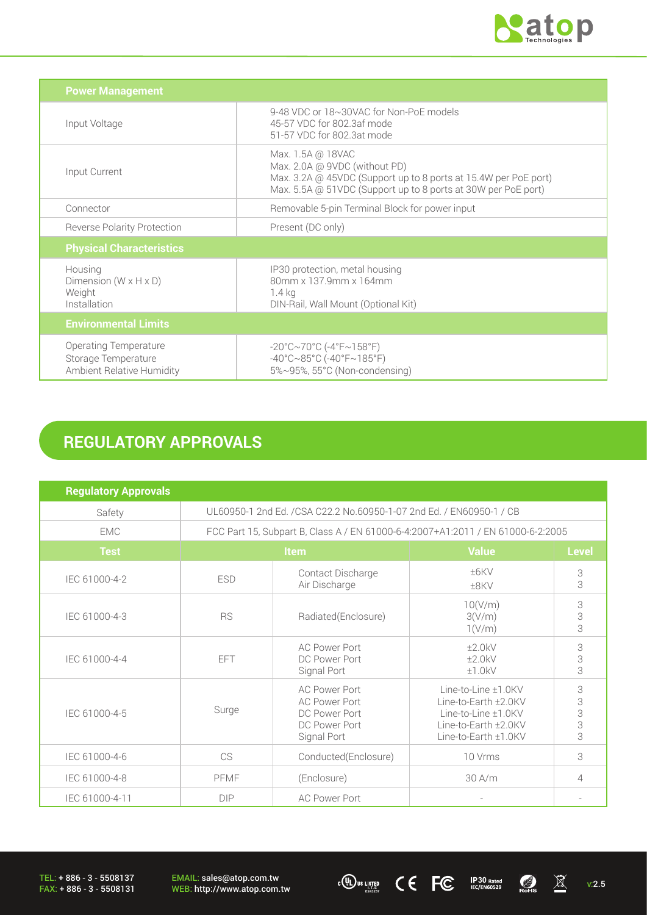| Power Management | |
|---|---|
| Input Voltage | 9-48 VDC or 18~30VAC for Non-PoE models<br>45-57 VDC for 802.3af mode<br>51-57 VDC for 802.3at mode |
| Input Current | Max. 1.5A @ 18VAC<br>Max. 2.0A @ 9VDC (without PD)<br>Max. 3.2A @ 45VDC (Support up to 8 ports at 15.4W per PoE port)<br>Max. 5.5A @ 51VDC (Support up to 8 ports at 30W per PoE port) |
| Connector | Removable 5-pin Terminal Block for power input |
| Reverse Polarity Protection | Present (DC only) |
| **Physical Characteristics** | |
| Housing<br>Dimension (W x H x D)<br>Weight<br>Installation | IP30 protection, metal housing<br>80mm x 137.9mm x 164mm<br>1.4 kg<br>DIN-Rail, Wall Mount (Optional Kit) |
| **Environmental Limits** | |
| Operating Temperature<br>Storage Temperature<br>Ambient Relative Humidity | -20°C~70°C (-4°F~158°F)<br>-40°C~85°C (-40°F~185°F)<br>5%~95%, 55°C (Non-condensing) |

## REGULATORY APPROVALS

| Regulatory Approvals | | | | |
|---|---|---|---|---|
| Safety | UL60950-1 2nd Ed. /CSA C22.2 No.60950-1-07 2nd Ed. / EN60950-1 / CB | | | |
| EMC | FCC Part 15, Subpart B, Class A / EN 61000-6-4:2007+A1:2011 / EN 61000-6-2:2005 | | | |
| **Test** | **Item** | | **Value** | **Level** |
| IEC 61000-4-2 | ESD | Contact Discharge<br>Air Discharge | ±6KV<br>±8KV | 3<br>3 |
| IEC 61000-4-3 | RS | Radiated(Enclosure) | 10(V/m)<br>3(V/m)<br>1(V/m) | 3<br>3<br>3 |
| IEC 61000-4-4 | EFT | AC Power Port<br>DC Power Port<br>Signal Port | ±2.0kV<br>±2.0kV<br>±1.0kV | 3<br>3<br>3 |
| IEC 61000-4-5 | Surge | AC Power Port<br>AC Power Port<br>DC Power Port<br>DC Power Port<br>Signal Port | Line-to-Line ±1.0KV<br>Line-to-Earth ±2.0KV<br>Line-to-Line ±1.0KV<br>Line-to-Earth ±2.0KV<br>Line-to-Earth ±1.0KV | 3<br>3<br>3<br>3<br>3 |
| IEC 61000-4-6 | CS | Conducted(Enclosure) | 10 Vrms | 3 |
| IEC 61000-4-8 | PFMF | (Enclosure) | 30 A/m | 4 |
| IEC 61000-4-11 | DIP | AC Power Port | - | - |

TEL: + 886 - 3 - 5508137
FAX: + 886 - 3 - 5508131
EMAIL: sales@atop.com.tw
WEB: http://www.atop.com.tw
v:2.5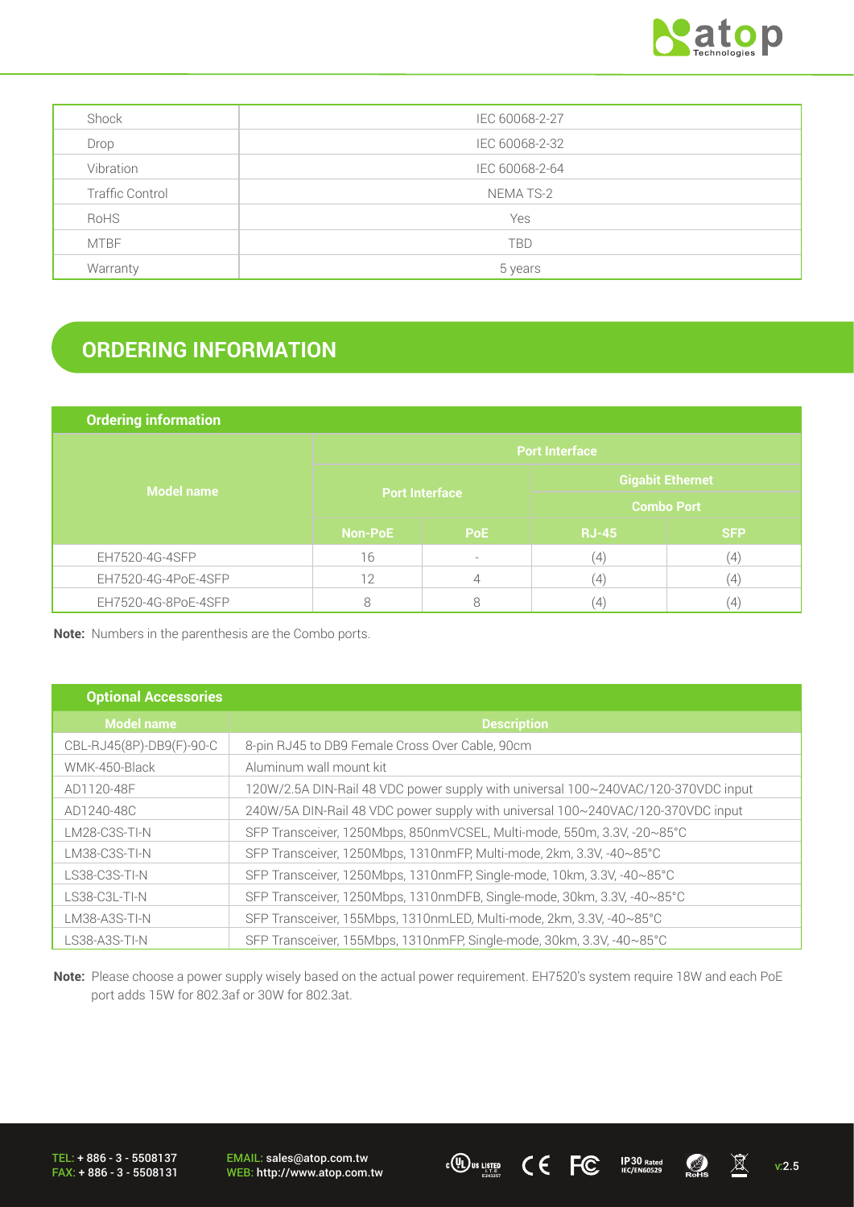| | |
|---|---|
| Shock | IEC 60068-2-27 |
| Drop | IEC 60068-2-32 |
| Vibration | IEC 60068-2-64 |
| Traffic Control | NEMA TS-2 |
| RoHS | Yes |
| MTBF | TBD |
| Warranty | 5 years |

## ORDERING INFORMATION

**Ordering information**

| Model name | Port Interface | | | |
|---|---|---|---|---|
| | Port Interface | | Gigabit Ethernet Combo Port | |
| | Non-PoE | PoE | RJ-45 | SFP |
| EH7520-4G-4SFP | 16 | - | (4) | (4) |
| EH7520-4G-4PoE-4SFP | 12 | 4 | (4) | (4) |
| EH7520-4G-8PoE-4SFP | 8 | 8 | (4) | (4) |

**Note:** Numbers in the parenthesis are the Combo ports.

**Optional Accessories**

| Model name | Description |
|---|---|
| CBL-RJ45(8P)-DB9(F)-90-C | 8-pin RJ45 to DB9 Female Cross Over Cable, 90cm |
| WMK-450-Black | Aluminum wall mount kit |
| AD1120-48F | 120W/2.5A DIN-Rail 48 VDC power supply with universal 100~240VAC/120-370VDC input |
| AD1240-48C | 240W/5A DIN-Rail 48 VDC power supply with universal 100~240VAC/120-370VDC input |
| LM28-C3S-TI-N | SFP Transceiver, 1250Mbps, 850nmVCSEL, Multi-mode, 550m, 3.3V, -20~85°C |
| LM38-C3S-TI-N | SFP Transceiver, 1250Mbps, 1310nmFP, Multi-mode, 2km, 3.3V, -40~85°C |
| LS38-C3S-TI-N | SFP Transceiver, 1250Mbps, 1310nmFP, Single-mode, 10km, 3.3V, -40~85°C |
| LS38-C3L-TI-N | SFP Transceiver, 1250Mbps, 1310nmDFB, Single-mode, 30km, 3.3V, -40~85°C |
| LM38-A3S-TI-N | SFP Transceiver, 155Mbps, 1310nmLED, Multi-mode, 2km, 3.3V, -40~85°C |
| LS38-A3S-TI-N | SFP Transceiver, 155Mbps, 1310nmFP, Single-mode, 30km, 3.3V, -40~85°C |

**Note:** Please choose a power supply wisely based on the actual power requirement. EH7520's system require 18W and each PoE port adds 15W for 802.3af or 30W for 802.3at.

TEL: + 886 - 3 - 5508137
FAX: + 886 - 3 - 5508131

EMAIL: sales@atop.com.tw
WEB: http://www.atop.com.tw

v:2.5